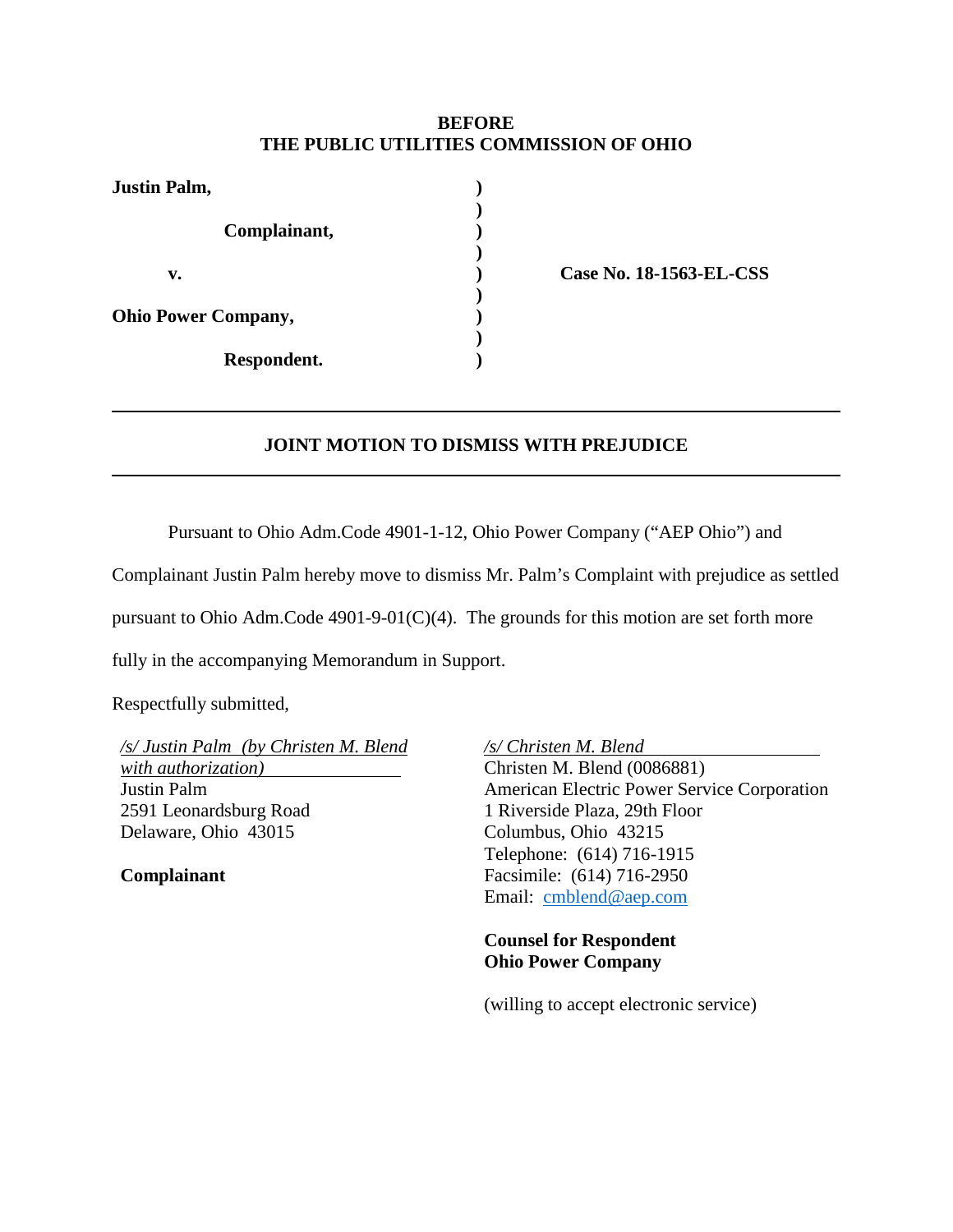**BEFORE**
**THE PUBLIC UTILITIES COMMISSION OF OHIO**

| | | |
|---|---|---|
| **Justin Palm,** | ) | |
| | ) | |
| **Complainant,** | ) | |
| | ) | |
| **v.** | ) | **Case No. 18-1563-EL-CSS** |
| | ) | |
| **Ohio Power Company,** | ) | |
| | ) | |
| **Respondent.** | ) | |

---

## JOINT MOTION TO DISMISS WITH PREJUDICE

---

Pursuant to Ohio Adm.Code 4901-1-12, Ohio Power Company ("AEP Ohio") and Complainant Justin Palm hereby move to dismiss Mr. Palm's Complaint with prejudice as settled pursuant to Ohio Adm.Code 4901-9-01(C)(4). The grounds for this motion are set forth more fully in the accompanying Memorandum in Support.

Respectfully submitted,

*/s/ Justin Palm (by Christen M. Blend with authorization)*
Justin Palm
2591 Leonardsburg Road
Delaware, Ohio 43015

**Complainant**

*/s/ Christen M. Blend*
Christen M. Blend (0086881)
American Electric Power Service Corporation
1 Riverside Plaza, 29th Floor
Columbus, Ohio 43215
Telephone: (614) 716-1915
Facsimile: (614) 716-2950
Email: cmblend@aep.com

**Counsel for Respondent**
**Ohio Power Company**

(willing to accept electronic service)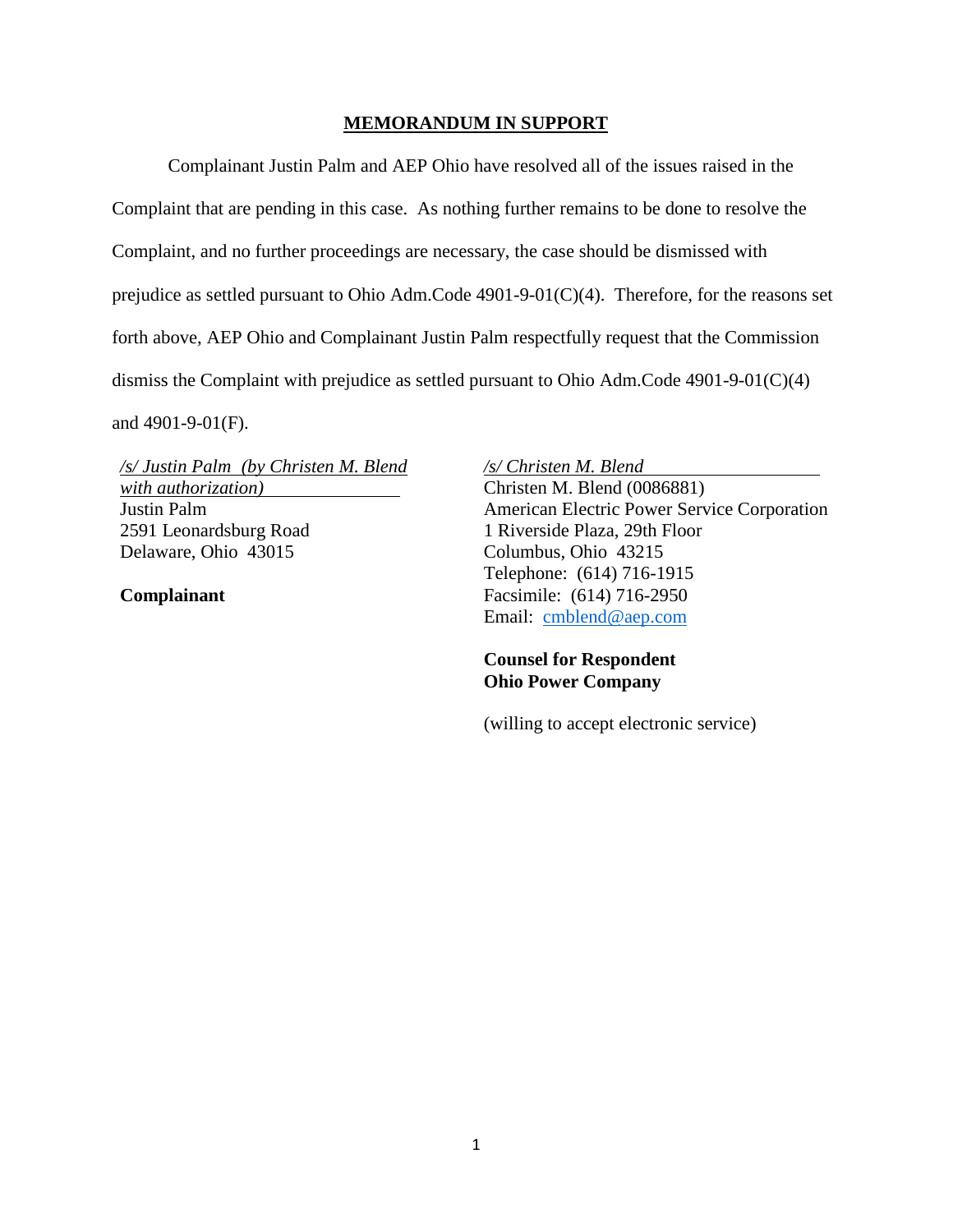## MEMORANDUM IN SUPPORT

Complainant Justin Palm and AEP Ohio have resolved all of the issues raised in the Complaint that are pending in this case. As nothing further remains to be done to resolve the Complaint, and no further proceedings are necessary, the case should be dismissed with prejudice as settled pursuant to Ohio Adm.Code 4901-9-01(C)(4). Therefore, for the reasons set forth above, AEP Ohio and Complainant Justin Palm respectfully request that the Commission dismiss the Complaint with prejudice as settled pursuant to Ohio Adm.Code 4901-9-01(C)(4) and 4901-9-01(F).

*/s/ Justin Palm (by Christen M. Blend with authorization)*
Justin Palm
2591 Leonardsburg Road
Delaware, Ohio 43015

**Complainant**

*/s/ Christen M. Blend*
Christen M. Blend (0086881)
American Electric Power Service Corporation
1 Riverside Plaza, 29th Floor
Columbus, Ohio 43215
Telephone: (614) 716-1915
Facsimile: (614) 716-2950
Email: cmblend@aep.com

**Counsel for Respondent**
**Ohio Power Company**

(willing to accept electronic service)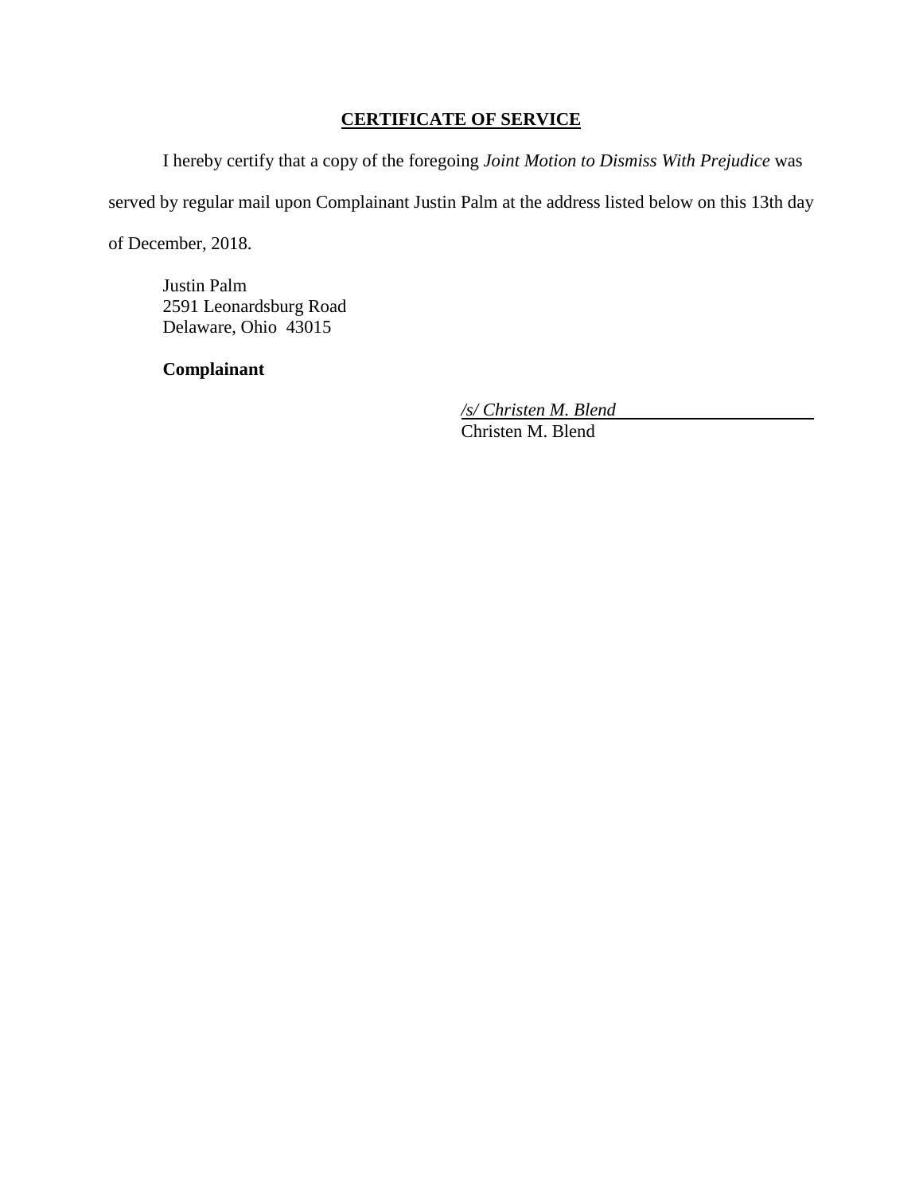**CERTIFICATE OF SERVICE**

I hereby certify that a copy of the foregoing *Joint Motion to Dismiss With Prejudice* was served by regular mail upon Complainant Justin Palm at the address listed below on this 13th day of December, 2018.

Justin Palm
2591 Leonardsburg Road
Delaware, Ohio 43015

**Complainant**

*/s/ Christen M. Blend*
Christen M. Blend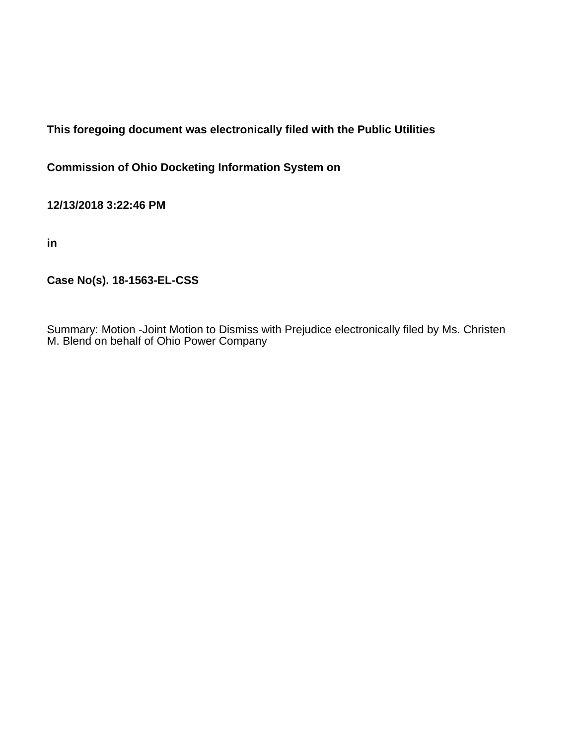**This foregoing document was electronically filed with the Public Utilities**

**Commission of Ohio Docketing Information System on**

**12/13/2018 3:22:46 PM**

**in**

**Case No(s). 18-1563-EL-CSS**

Summary: Motion -Joint Motion to Dismiss with Prejudice electronically filed by Ms. Christen M. Blend on behalf of Ohio Power Company